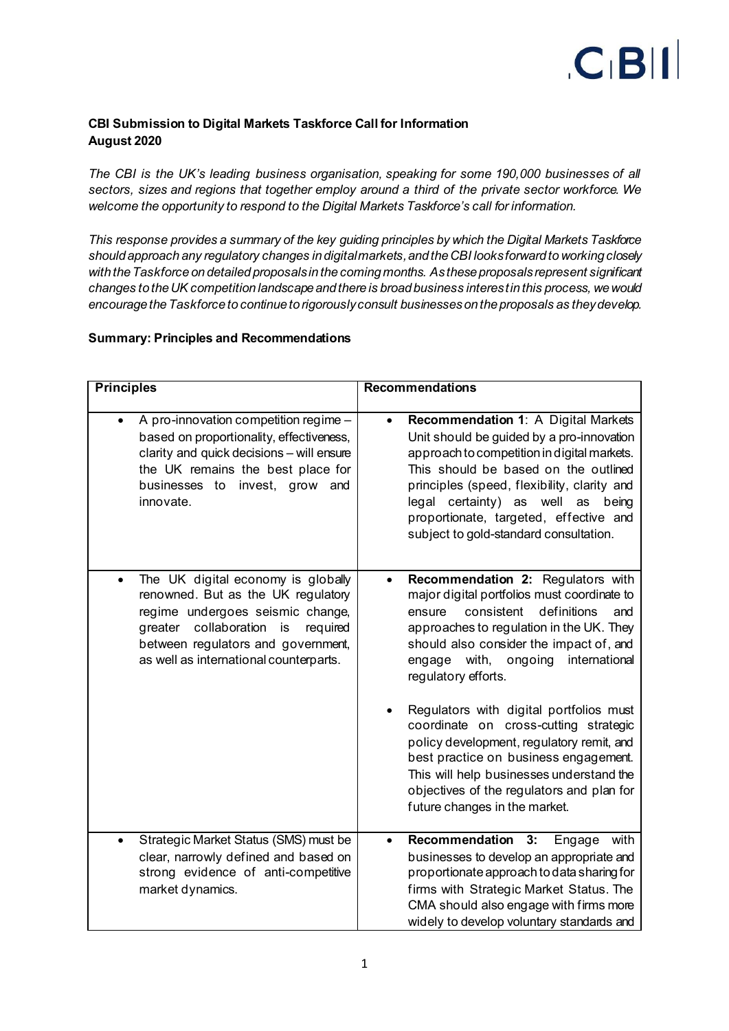**CBI Submission to Digital Markets Taskforce Call for Information**
**August 2020**

*The CBI is the UK's leading business organisation, speaking for some 190,000 businesses of all sectors, sizes and regions that together employ around a third of the private sector workforce. We welcome the opportunity to respond to the Digital Markets Taskforce's call for information.*

*This response provides a summary of the key guiding principles by which the Digital Markets Taskforce should approach any regulatory changes in digital markets, and the CBI looks forward to working closely with the Taskforce on detailed proposals in the coming months. As these proposals represent significant changes to the UK competition landscape and there is broad business interest in this process, we would encourage the Taskforce to continue to rigorously consult businesses on the proposals as they develop.*

**Summary: Principles and Recommendations**

| Principles | Recommendations |
|---|---|
| • A pro-innovation competition regime – based on proportionality, effectiveness, clarity and quick decisions – will ensure the UK remains the best place for businesses to invest, grow and innovate. | • **Recommendation 1**: A Digital Markets Unit should be guided by a pro-innovation approach to competition in digital markets. This should be based on the outlined principles (speed, flexibility, clarity and legal certainty) as well as being proportionate, targeted, effective and subject to gold-standard consultation. |
| • The UK digital economy is globally renowned. But as the UK regulatory regime undergoes seismic change, greater collaboration is required between regulators and government, as well as international counterparts. | • **Recommendation 2:** Regulators with major digital portfolios must coordinate to ensure consistent definitions and approaches to regulation in the UK. They should also consider the impact of, and engage with, ongoing international regulatory efforts. <br><br> • Regulators with digital portfolios must coordinate on cross-cutting strategic policy development, regulatory remit, and best practice on business engagement. This will help businesses understand the objectives of the regulators and plan for future changes in the market. |
| • Strategic Market Status (SMS) must be clear, narrowly defined and based on strong evidence of anti-competitive market dynamics. | • **Recommendation 3:** Engage with businesses to develop an appropriate and proportionate approach to data sharing for firms with Strategic Market Status. The CMA should also engage with firms more widely to develop voluntary standards and |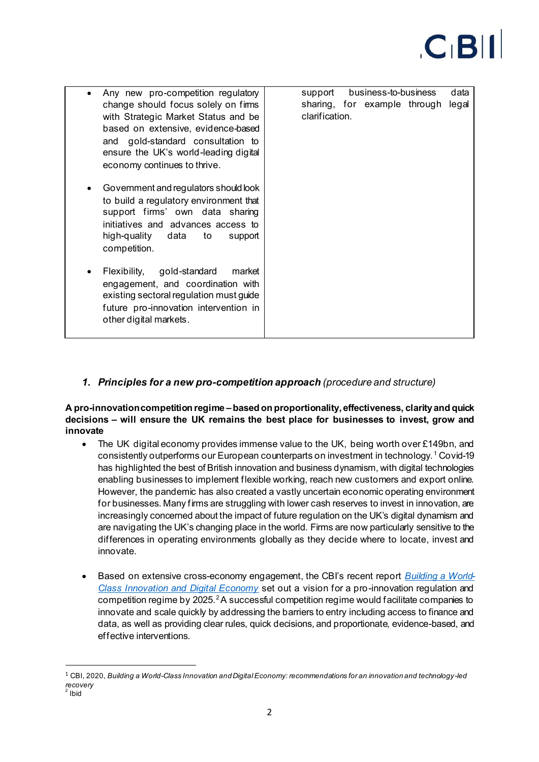| | |
|---|---|
| • Any new pro-competition regulatory change should focus solely on firms with Strategic Market Status and be based on extensive, evidence-based and gold-standard consultation to ensure the UK's world-leading digital economy continues to thrive.<br><br>• Government and regulators should look to build a regulatory environment that support firms' own data sharing initiatives and advances access to high-quality data to support competition.<br><br>• Flexibility, gold-standard market engagement, and coordination with existing sectoral regulation must guide future pro-innovation intervention in other digital markets. | support business-to-business data sharing, for example through legal clarification. |

## 1. ***Principles for a new pro-competition approach*** *(procedure and structure)*

**A pro-innovation competition regime – based on proportionality, effectiveness, clarity and quick decisions – will ensure the UK remains the best place for businesses to invest, grow and innovate**

- The UK digital economy provides immense value to the UK, being worth over £149bn, and consistently outperforms our European counterparts on investment in technology.[1] Covid-19 has highlighted the best of British innovation and business dynamism, with digital technologies enabling businesses to implement flexible working, reach new customers and export online. However, the pandemic has also created a vastly uncertain economic operating environment for businesses. Many firms are struggling with lower cash reserves to invest in innovation, are increasingly concerned about the impact of future regulation on the UK's digital dynamism and are navigating the UK's changing place in the world. Firms are now particularly sensitive to the differences in operating environments globally as they decide where to locate, invest and innovate.

- Based on extensive cross-economy engagement, the CBI's recent report *Building a World-Class Innovation and Digital Economy* set out a vision for a pro-innovation regulation and competition regime by 2025.[2] A successful competition regime would facilitate companies to innovate and scale quickly by addressing the barriers to entry including access to finance and data, as well as providing clear rules, quick decisions, and proportionate, evidence-based, and effective interventions.

---

[1] CBI, 2020, *Building a World-Class Innovation and Digital Economy: recommendations for an innovation and technology-led recovery*

[2] Ibid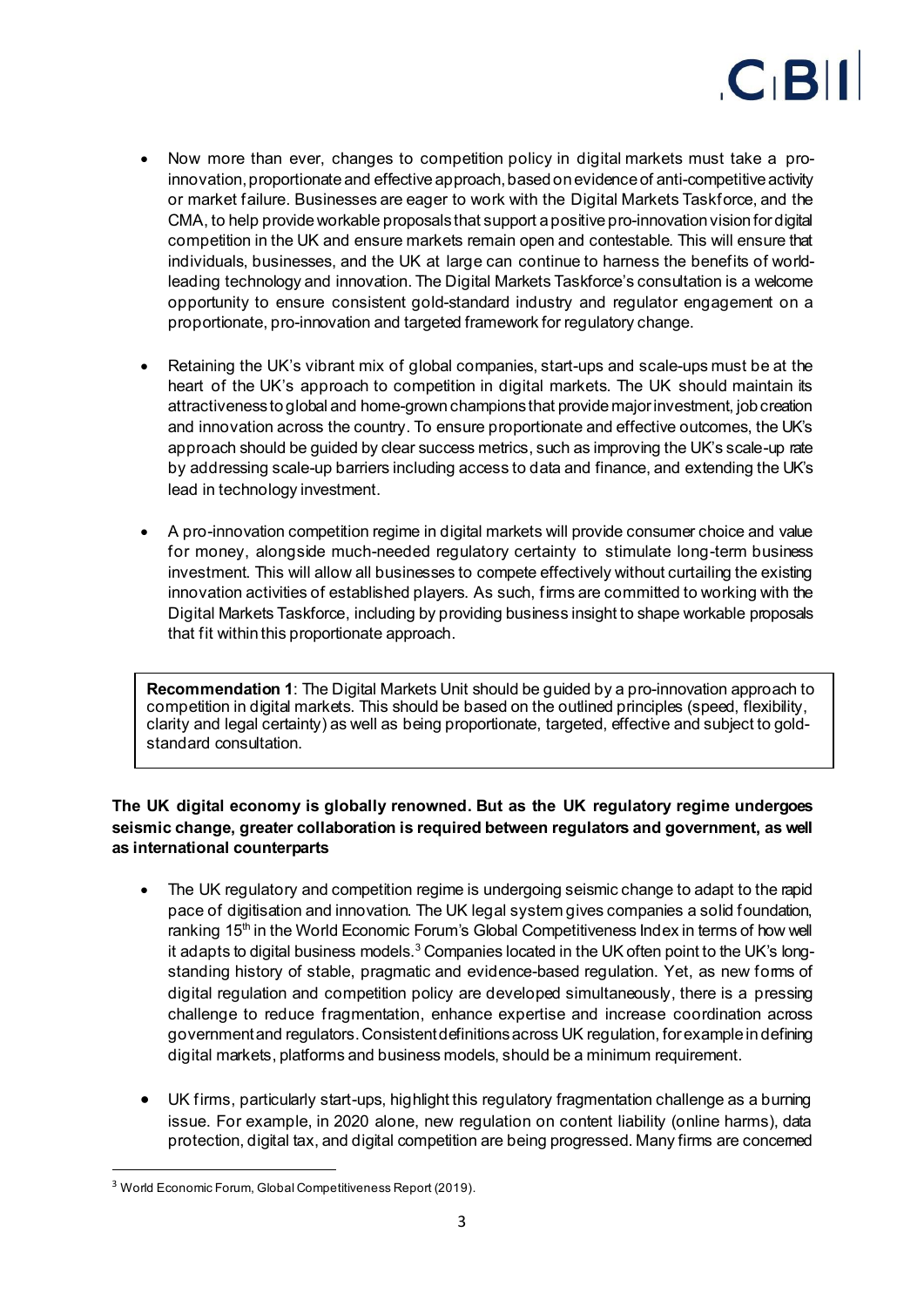- Now more than ever, changes to competition policy in digital markets must take a pro-innovation, proportionate and effective approach, based on evidence of anti-competitive activity or market failure. Businesses are eager to work with the Digital Markets Taskforce, and the CMA, to help provide workable proposals that support a positive pro-innovation vision for digital competition in the UK and ensure markets remain open and contestable. This will ensure that individuals, businesses, and the UK at large can continue to harness the benefits of world-leading technology and innovation. The Digital Markets Taskforce's consultation is a welcome opportunity to ensure consistent gold-standard industry and regulator engagement on a proportionate, pro-innovation and targeted framework for regulatory change.

- Retaining the UK's vibrant mix of global companies, start-ups and scale-ups must be at the heart of the UK's approach to competition in digital markets. The UK should maintain its attractiveness to global and home-grown champions that provide major investment, job creation and innovation across the country. To ensure proportionate and effective outcomes, the UK's approach should be guided by clear success metrics, such as improving the UK's scale-up rate by addressing scale-up barriers including access to data and finance, and extending the UK's lead in technology investment.

- A pro-innovation competition regime in digital markets will provide consumer choice and value for money, alongside much-needed regulatory certainty to stimulate long-term business investment. This will allow all businesses to compete effectively without curtailing the existing innovation activities of established players. As such, firms are committed to working with the Digital Markets Taskforce, including by providing business insight to shape workable proposals that fit within this proportionate approach.

> **Recommendation 1**: The Digital Markets Unit should be guided by a pro-innovation approach to competition in digital markets. This should be based on the outlined principles (speed, flexibility, clarity and legal certainty) as well as being proportionate, targeted, effective and subject to gold-standard consultation.

**The UK digital economy is globally renowned. But as the UK regulatory regime undergoes seismic change, greater collaboration is required between regulators and government, as well as international counterparts**

- The UK regulatory and competition regime is undergoing seismic change to adapt to the rapid pace of digitisation and innovation. The UK legal system gives companies a solid foundation, ranking 15th in the World Economic Forum's Global Competitiveness Index in terms of how well it adapts to digital business models.[3] Companies located in the UK often point to the UK's long-standing history of stable, pragmatic and evidence-based regulation. Yet, as new forms of digital regulation and competition policy are developed simultaneously, there is a pressing challenge to reduce fragmentation, enhance expertise and increase coordination across government and regulators. Consistent definitions across UK regulation, for example in defining digital markets, platforms and business models, should be a minimum requirement.

- UK firms, particularly start-ups, highlight this regulatory fragmentation challenge as a burning issue. For example, in 2020 alone, new regulation on content liability (online harms), data protection, digital tax, and digital competition are being progressed. Many firms are concerned

[3] World Economic Forum, Global Competitiveness Report (2019).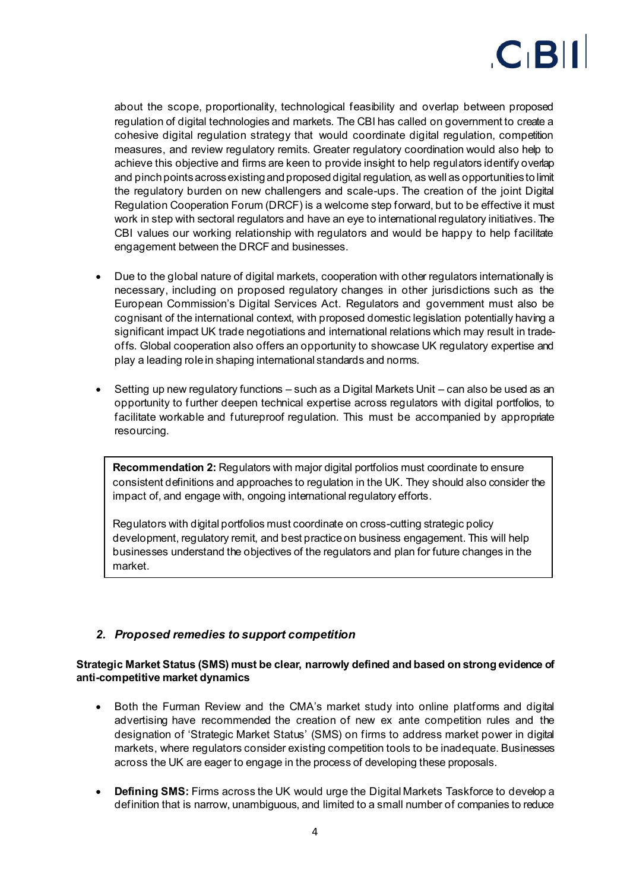about the scope, proportionality, technological feasibility and overlap between proposed regulation of digital technologies and markets. The CBI has called on government to create a cohesive digital regulation strategy that would coordinate digital regulation, competition measures, and review regulatory remits. Greater regulatory coordination would also help to achieve this objective and firms are keen to provide insight to help regulators identify overlap and pinch points across existing and proposed digital regulation, as well as opportunities to limit the regulatory burden on new challengers and scale-ups. The creation of the joint Digital Regulation Cooperation Forum (DRCF) is a welcome step forward, but to be effective it must work in step with sectoral regulators and have an eye to international regulatory initiatives. The CBI values our working relationship with regulators and would be happy to help facilitate engagement between the DRCF and businesses.

- Due to the global nature of digital markets, cooperation with other regulators internationally is necessary, including on proposed regulatory changes in other jurisdictions such as the European Commission's Digital Services Act. Regulators and government must also be cognisant of the international context, with proposed domestic legislation potentially having a significant impact UK trade negotiations and international relations which may result in trade-offs. Global cooperation also offers an opportunity to showcase UK regulatory expertise and play a leading role in shaping international standards and norms.

- Setting up new regulatory functions – such as a Digital Markets Unit – can also be used as an opportunity to further deepen technical expertise across regulators with digital portfolios, to facilitate workable and futureproof regulation. This must be accompanied by appropriate resourcing.

> **Recommendation 2:** Regulators with major digital portfolios must coordinate to ensure consistent definitions and approaches to regulation in the UK. They should also consider the impact of, and engage with, ongoing international regulatory efforts.
>
> Regulators with digital portfolios must coordinate on cross-cutting strategic policy development, regulatory remit, and best practice on business engagement. This will help businesses understand the objectives of the regulators and plan for future changes in the market.

## *2. Proposed remedies to support competition*

**Strategic Market Status (SMS) must be clear, narrowly defined and based on strong evidence of anti-competitive market dynamics**

- Both the Furman Review and the CMA's market study into online platforms and digital advertising have recommended the creation of new ex ante competition rules and the designation of 'Strategic Market Status' (SMS) on firms to address market power in digital markets, where regulators consider existing competition tools to be inadequate. Businesses across the UK are eager to engage in the process of developing these proposals.

- **Defining SMS:** Firms across the UK would urge the Digital Markets Taskforce to develop a definition that is narrow, unambiguous, and limited to a small number of companies to reduce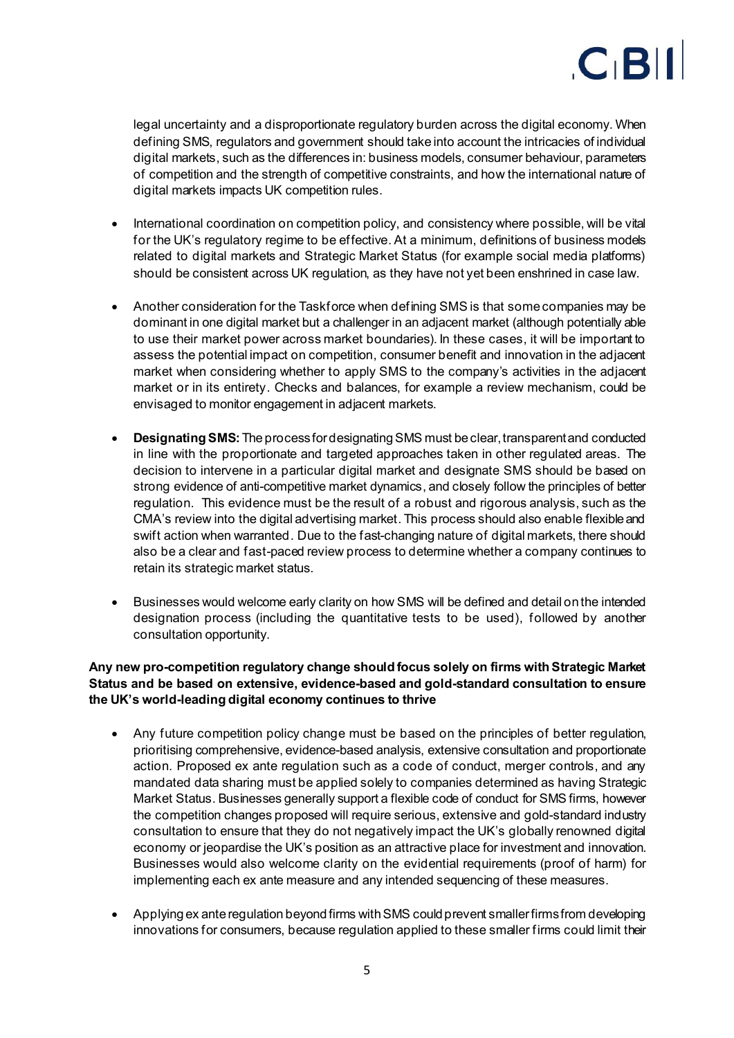legal uncertainty and a disproportionate regulatory burden across the digital economy. When defining SMS, regulators and government should take into account the intricacies of individual digital markets, such as the differences in: business models, consumer behaviour, parameters of competition and the strength of competitive constraints, and how the international nature of digital markets impacts UK competition rules.

- International coordination on competition policy, and consistency where possible, will be vital for the UK's regulatory regime to be effective. At a minimum, definitions of business models related to digital markets and Strategic Market Status (for example social media platforms) should be consistent across UK regulation, as they have not yet been enshrined in case law.

- Another consideration for the Taskforce when defining SMS is that some companies may be dominant in one digital market but a challenger in an adjacent market (although potentially able to use their market power across market boundaries). In these cases, it will be important to assess the potential impact on competition, consumer benefit and innovation in the adjacent market when considering whether to apply SMS to the company's activities in the adjacent market or in its entirety. Checks and balances, for example a review mechanism, could be envisaged to monitor engagement in adjacent markets.

- **Designating SMS:** The process for designating SMS must be clear, transparent and conducted in line with the proportionate and targeted approaches taken in other regulated areas. The decision to intervene in a particular digital market and designate SMS should be based on strong evidence of anti-competitive market dynamics, and closely follow the principles of better regulation. This evidence must be the result of a robust and rigorous analysis, such as the CMA's review into the digital advertising market. This process should also enable flexible and swift action when warranted. Due to the fast-changing nature of digital markets, there should also be a clear and fast-paced review process to determine whether a company continues to retain its strategic market status.

- Businesses would welcome early clarity on how SMS will be defined and detail on the intended designation process (including the quantitative tests to be used), followed by another consultation opportunity.

**Any new pro-competition regulatory change should focus solely on firms with Strategic Market Status and be based on extensive, evidence-based and gold-standard consultation to ensure the UK's world-leading digital economy continues to thrive**

- Any future competition policy change must be based on the principles of better regulation, prioritising comprehensive, evidence-based analysis, extensive consultation and proportionate action. Proposed ex ante regulation such as a code of conduct, merger controls, and any mandated data sharing must be applied solely to companies determined as having Strategic Market Status. Businesses generally support a flexible code of conduct for SMS firms, however the competition changes proposed will require serious, extensive and gold-standard industry consultation to ensure that they do not negatively impact the UK's globally renowned digital economy or jeopardise the UK's position as an attractive place for investment and innovation. Businesses would also welcome clarity on the evidential requirements (proof of harm) for implementing each ex ante measure and any intended sequencing of these measures.

- Applying ex ante regulation beyond firms with SMS could prevent smaller firms from developing innovations for consumers, because regulation applied to these smaller firms could limit their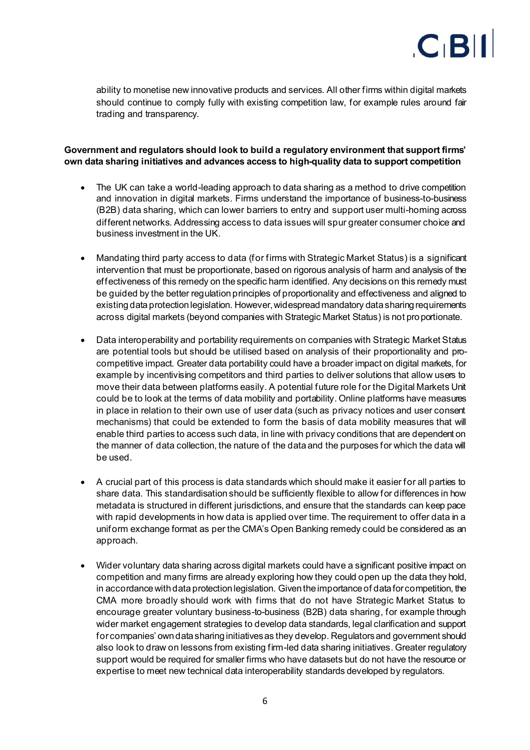ability to monetise new innovative products and services. All other firms within digital markets should continue to comply fully with existing competition law, for example rules around fair trading and transparency.

**Government and regulators should look to build a regulatory environment that support firms' own data sharing initiatives and advances access to high-quality data to support competition**

- The UK can take a world-leading approach to data sharing as a method to drive competition and innovation in digital markets. Firms understand the importance of business-to-business (B2B) data sharing, which can lower barriers to entry and support user multi-homing across different networks. Addressing access to data issues will spur greater consumer choice and business investment in the UK.

- Mandating third party access to data (for firms with Strategic Market Status) is a significant intervention that must be proportionate, based on rigorous analysis of harm and analysis of the effectiveness of this remedy on the specific harm identified. Any decisions on this remedy must be guided by the better regulation principles of proportionality and effectiveness and aligned to existing data protection legislation. However, widespread mandatory data sharing requirements across digital markets (beyond companies with Strategic Market Status) is not proportionate.

- Data interoperability and portability requirements on companies with Strategic Market Status are potential tools but should be utilised based on analysis of their proportionality and pro-competitive impact. Greater data portability could have a broader impact on digital markets, for example by incentivising competitors and third parties to deliver solutions that allow users to move their data between platforms easily. A potential future role for the Digital Markets Unit could be to look at the terms of data mobility and portability. Online platforms have measures in place in relation to their own use of user data (such as privacy notices and user consent mechanisms) that could be extended to form the basis of data mobility measures that will enable third parties to access such data, in line with privacy conditions that are dependent on the manner of data collection, the nature of the data and the purposes for which the data will be used.

- A crucial part of this process is data standards which should make it easier for all parties to share data. This standardisation should be sufficiently flexible to allow for differences in how metadata is structured in different jurisdictions, and ensure that the standards can keep pace with rapid developments in how data is applied over time. The requirement to offer data in a uniform exchange format as per the CMA's Open Banking remedy could be considered as an approach.

- Wider voluntary data sharing across digital markets could have a significant positive impact on competition and many firms are already exploring how they could open up the data they hold, in accordance with data protection legislation. Given the importance of data for competition, the CMA more broadly should work with firms that do not have Strategic Market Status to encourage greater voluntary business-to-business (B2B) data sharing, for example through wider market engagement strategies to develop data standards, legal clarification and support for companies' own data sharing initiatives as they develop. Regulators and government should also look to draw on lessons from existing firm-led data sharing initiatives. Greater regulatory support would be required for smaller firms who have datasets but do not have the resource or expertise to meet new technical data interoperability standards developed by regulators.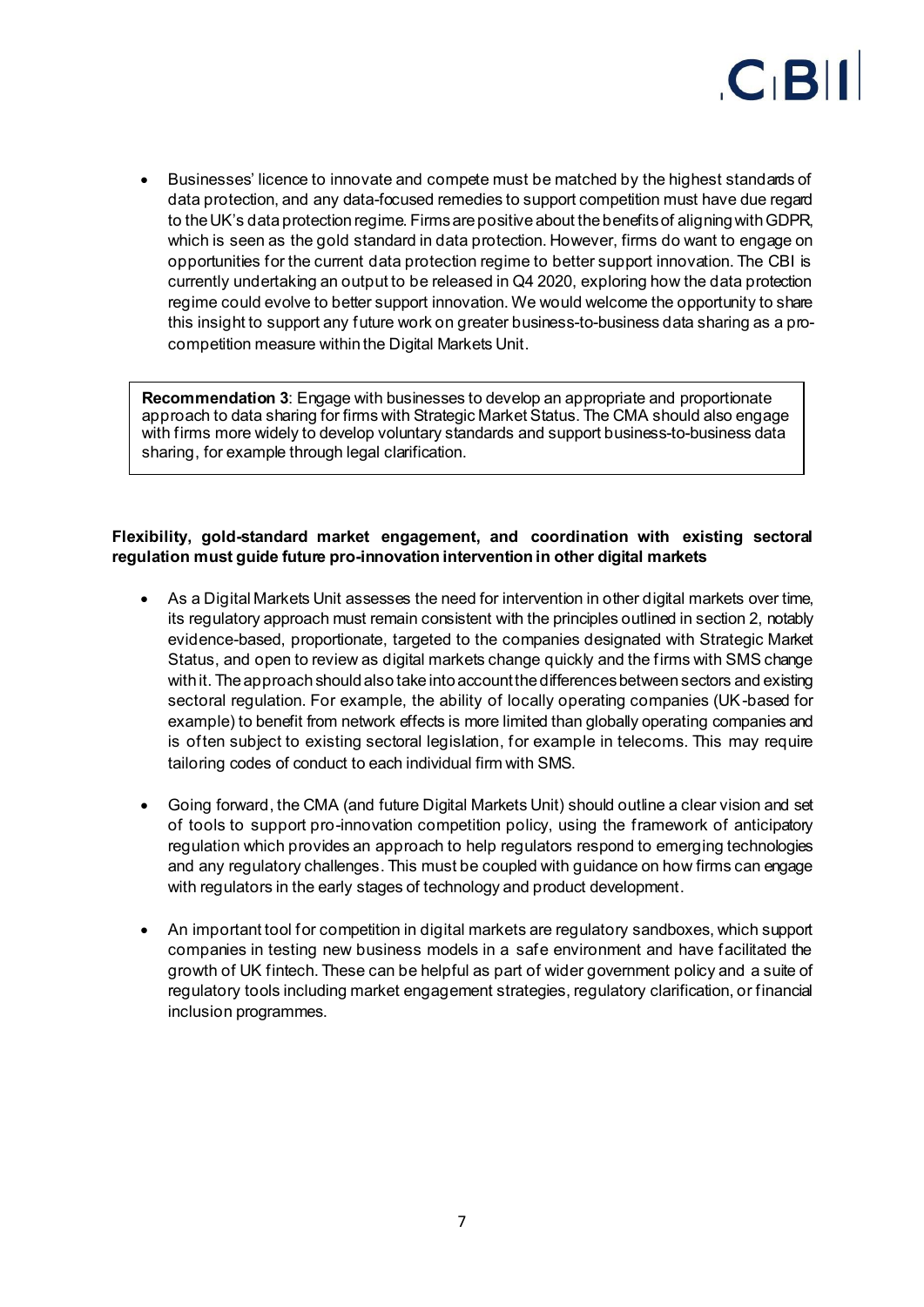- Businesses' licence to innovate and compete must be matched by the highest standards of data protection, and any data-focused remedies to support competition must have due regard to the UK's data protection regime. Firms are positive about the benefits of aligning with GDPR, which is seen as the gold standard in data protection. However, firms do want to engage on opportunities for the current data protection regime to better support innovation. The CBI is currently undertaking an output to be released in Q4 2020, exploring how the data protection regime could evolve to better support innovation. We would welcome the opportunity to share this insight to support any future work on greater business-to-business data sharing as a pro-competition measure within the Digital Markets Unit.

> **Recommendation 3**: Engage with businesses to develop an appropriate and proportionate approach to data sharing for firms with Strategic Market Status. The CMA should also engage with firms more widely to develop voluntary standards and support business-to-business data sharing, for example through legal clarification.

**Flexibility, gold-standard market engagement, and coordination with existing sectoral regulation must guide future pro-innovation intervention in other digital markets**

- As a Digital Markets Unit assesses the need for intervention in other digital markets over time, its regulatory approach must remain consistent with the principles outlined in section 2, notably evidence-based, proportionate, targeted to the companies designated with Strategic Market Status, and open to review as digital markets change quickly and the firms with SMS change with it. The approach should also take into account the differences between sectors and existing sectoral regulation. For example, the ability of locally operating companies (UK-based for example) to benefit from network effects is more limited than globally operating companies and is often subject to existing sectoral legislation, for example in telecoms. This may require tailoring codes of conduct to each individual firm with SMS.

- Going forward, the CMA (and future Digital Markets Unit) should outline a clear vision and set of tools to support pro-innovation competition policy, using the framework of anticipatory regulation which provides an approach to help regulators respond to emerging technologies and any regulatory challenges. This must be coupled with guidance on how firms can engage with regulators in the early stages of technology and product development.

- An important tool for competition in digital markets are regulatory sandboxes, which support companies in testing new business models in a safe environment and have facilitated the growth of UK fintech. These can be helpful as part of wider government policy and a suite of regulatory tools including market engagement strategies, regulatory clarification, or financial inclusion programmes.